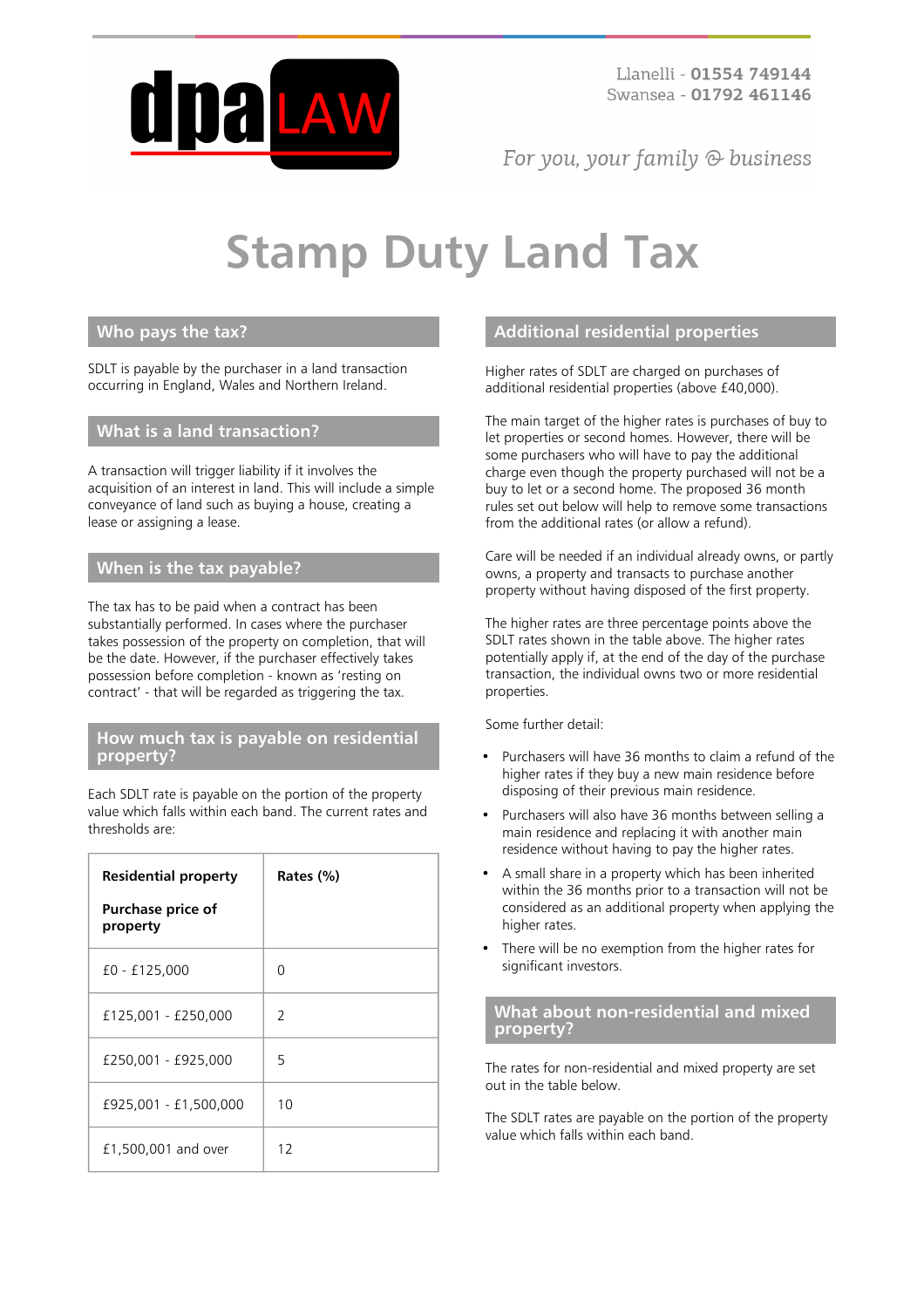Llanelli - **01554 749144**
Swansea - **01792 461146**

*For you, your family & business*

# Stamp Duty Land Tax

## Who pays the tax?

SDLT is payable by the purchaser in a land transaction occurring in England, Wales and Northern Ireland.

## What is a land transaction?

A transaction will trigger liability if it involves the acquisition of an interest in land. This will include a simple conveyance of land such as buying a house, creating a lease or assigning a lease.

## When is the tax payable?

The tax has to be paid when a contract has been substantially performed. In cases where the purchaser takes possession of the property on completion, that will be the date. However, if the purchaser effectively takes possession before completion - known as 'resting on contract' - that will be regarded as triggering the tax.

## How much tax is payable on residential property?

Each SDLT rate is payable on the portion of the property value which falls within each band. The current rates and thresholds are:

| **Residential property**<br><br>**Purchase price of property** | **Rates (%)** |
|---|---|
| £0 - £125,000 | 0 |
| £125,001 - £250,000 | 2 |
| £250,001 - £925,000 | 5 |
| £925,001 - £1,500,000 | 10 |
| £1,500,001 and over | 12 |

## Additional residential properties

Higher rates of SDLT are charged on purchases of additional residential properties (above £40,000).

The main target of the higher rates is purchases of buy to let properties or second homes. However, there will be some purchasers who will have to pay the additional charge even though the property purchased will not be a buy to let or a second home. The proposed 36 month rules set out below will help to remove some transactions from the additional rates (or allow a refund).

Care will be needed if an individual already owns, or partly owns, a property and transacts to purchase another property without having disposed of the first property.

The higher rates are three percentage points above the SDLT rates shown in the table above. The higher rates potentially apply if, at the end of the day of the purchase transaction, the individual owns two or more residential properties.

Some further detail:

- Purchasers will have 36 months to claim a refund of the higher rates if they buy a new main residence before disposing of their previous main residence.
- Purchasers will also have 36 months between selling a main residence and replacing it with another main residence without having to pay the higher rates.
- A small share in a property which has been inherited within the 36 months prior to a transaction will not be considered as an additional property when applying the higher rates.
- There will be no exemption from the higher rates for significant investors.

## What about non-residential and mixed property?

The rates for non-residential and mixed property are set out in the table below.

The SDLT rates are payable on the portion of the property value which falls within each band.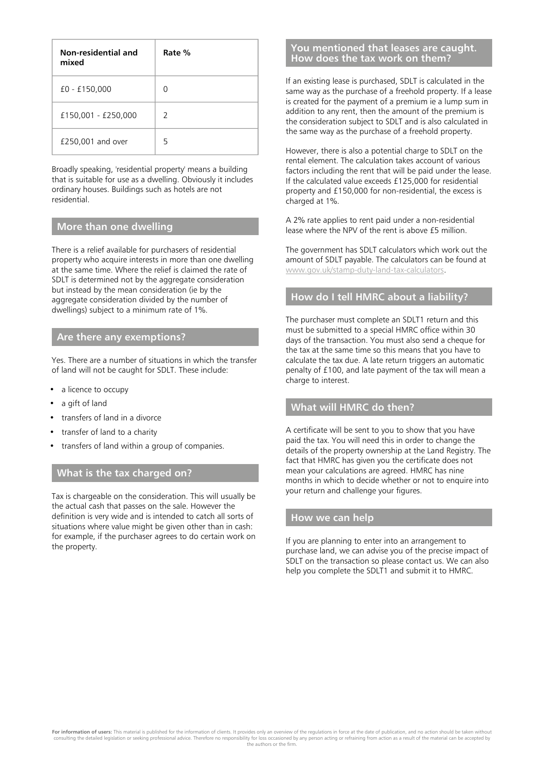| Non-residential and mixed | Rate % |
|---|---|
| £0 - £150,000 | 0 |
| £150,001 - £250,000 | 2 |
| £250,001 and over | 5 |

Broadly speaking, 'residential property' means a building that is suitable for use as a dwelling. Obviously it includes ordinary houses. Buildings such as hotels are not residential.

## More than one dwelling

There is a relief available for purchasers of residential property who acquire interests in more than one dwelling at the same time. Where the relief is claimed the rate of SDLT is determined not by the aggregate consideration but instead by the mean consideration (ie by the aggregate consideration divided by the number of dwellings) subject to a minimum rate of 1%.

## Are there any exemptions?

Yes. There are a number of situations in which the transfer of land will not be caught for SDLT. These include:

- a licence to occupy
- a gift of land
- transfers of land in a divorce
- transfer of land to a charity
- transfers of land within a group of companies.

## What is the tax charged on?

Tax is chargeable on the consideration. This will usually be the actual cash that passes on the sale. However the definition is very wide and is intended to catch all sorts of situations where value might be given other than in cash: for example, if the purchaser agrees to do certain work on the property.

## You mentioned that leases are caught. How does the tax work on them?

If an existing lease is purchased, SDLT is calculated in the same way as the purchase of a freehold property. If a lease is created for the payment of a premium ie a lump sum in addition to any rent, then the amount of the premium is the consideration subject to SDLT and is also calculated in the same way as the purchase of a freehold property.

However, there is also a potential charge to SDLT on the rental element. The calculation takes account of various factors including the rent that will be paid under the lease. If the calculated value exceeds £125,000 for residential property and £150,000 for non-residential, the excess is charged at 1%.

A 2% rate applies to rent paid under a non-residential lease where the NPV of the rent is above £5 million.

The government has SDLT calculators which work out the amount of SDLT payable. The calculators can be found at www.gov.uk/stamp-duty-land-tax-calculators.

## How do I tell HMRC about a liability?

The purchaser must complete an SDLT1 return and this must be submitted to a special HMRC office within 30 days of the transaction. You must also send a cheque for the tax at the same time so this means that you have to calculate the tax due. A late return triggers an automatic penalty of £100, and late payment of the tax will mean a charge to interest.

## What will HMRC do then?

A certificate will be sent to you to show that you have paid the tax. You will need this in order to change the details of the property ownership at the Land Registry. The fact that HMRC has given you the certificate does not mean your calculations are agreed. HMRC has nine months in which to decide whether or not to enquire into your return and challenge your figures.

## How we can help

If you are planning to enter into an arrangement to purchase land, we can advise you of the precise impact of SDLT on the transaction so please contact us. We can also help you complete the SDLT1 and submit it to HMRC.

**For information of users:** This material is published for the information of clients. It provides only an overview of the regulations in force at the date of publication, and no action should be taken without consulting the detailed legislation or seeking professional advice. Therefore no responsibility for loss occasioned by any person acting or refraining from action as a result of the material can be accepted by the authors or the firm.